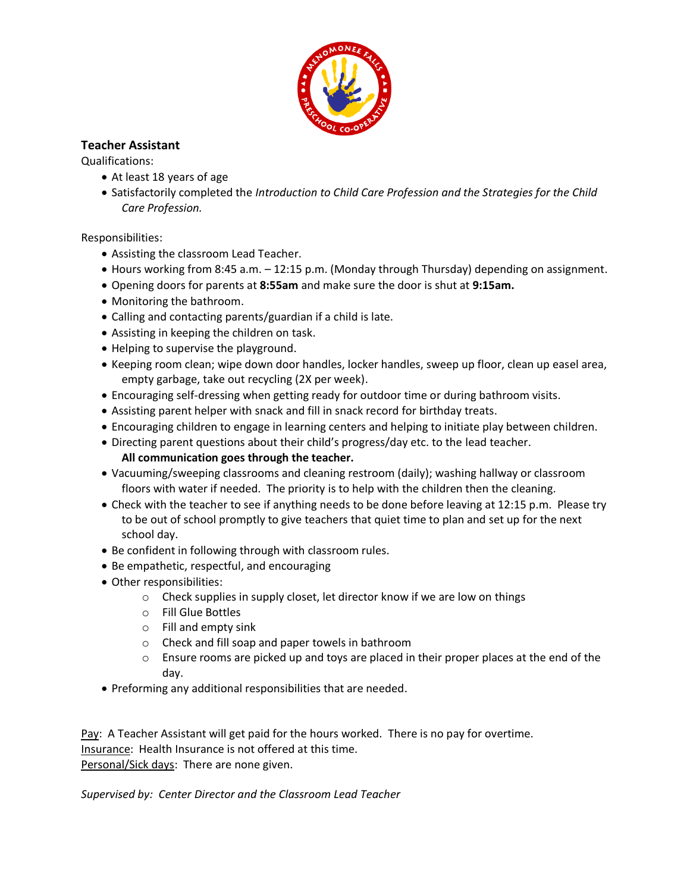## Teacher Assistant

Qualifications:

- At least 18 years of age
- Satisfactorily completed the *Introduction to Child Care Profession and the Strategies for the Child Care Profession.*

Responsibilities:

- Assisting the classroom Lead Teacher.
- Hours working from 8:45 a.m. – 12:15 p.m. (Monday through Thursday) depending on assignment.
- Opening doors for parents at **8:55am** and make sure the door is shut at **9:15am.**
- Monitoring the bathroom.
- Calling and contacting parents/guardian if a child is late.
- Assisting in keeping the children on task.
- Helping to supervise the playground.
- Keeping room clean; wipe down door handles, locker handles, sweep up floor, clean up easel area, empty garbage, take out recycling (2X per week).
- Encouraging self-dressing when getting ready for outdoor time or during bathroom visits.
- Assisting parent helper with snack and fill in snack record for birthday treats.
- Encouraging children to engage in learning centers and helping to initiate play between children.
- Directing parent questions about their child's progress/day etc. to the lead teacher. **All communication goes through the teacher.**
- Vacuuming/sweeping classrooms and cleaning restroom (daily); washing hallway or classroom floors with water if needed. The priority is to help with the children then the cleaning.
- Check with the teacher to see if anything needs to be done before leaving at 12:15 p.m. Please try to be out of school promptly to give teachers that quiet time to plan and set up for the next school day.
- Be confident in following through with classroom rules.
- Be empathetic, respectful, and encouraging
- Other responsibilities:
  - Check supplies in supply closet, let director know if we are low on things
  - Fill Glue Bottles
  - Fill and empty sink
  - Check and fill soap and paper towels in bathroom
  - Ensure rooms are picked up and toys are placed in their proper places at the end of the day.
- Preforming any additional responsibilities that are needed.

Pay: A Teacher Assistant will get paid for the hours worked. There is no pay for overtime.
Insurance: Health Insurance is not offered at this time.
Personal/Sick days: There are none given.

*Supervised by: Center Director and the Classroom Lead Teacher*